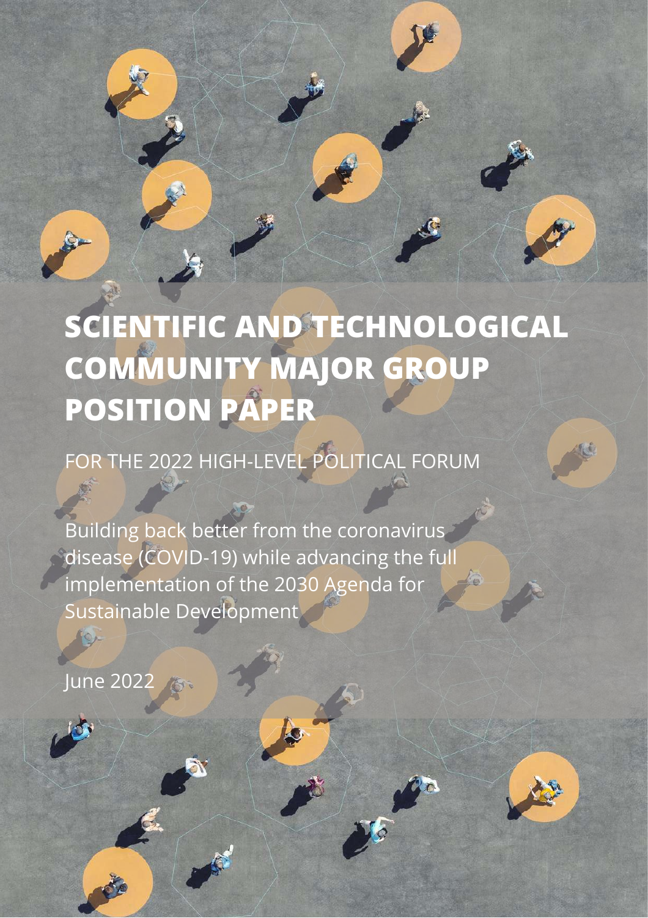# SCIENTIFIC AND TECHNOLOGICAL COMMUNITY MAJOR GROUP POSITION PAPER

FOR THE 2022 HIGH-LEVEL POLITICAL FORUM

Building back better from the coronavirus disease (COVID-19) while advancing the full implementation of the 2030 Agenda for Sustainable Development

June 2022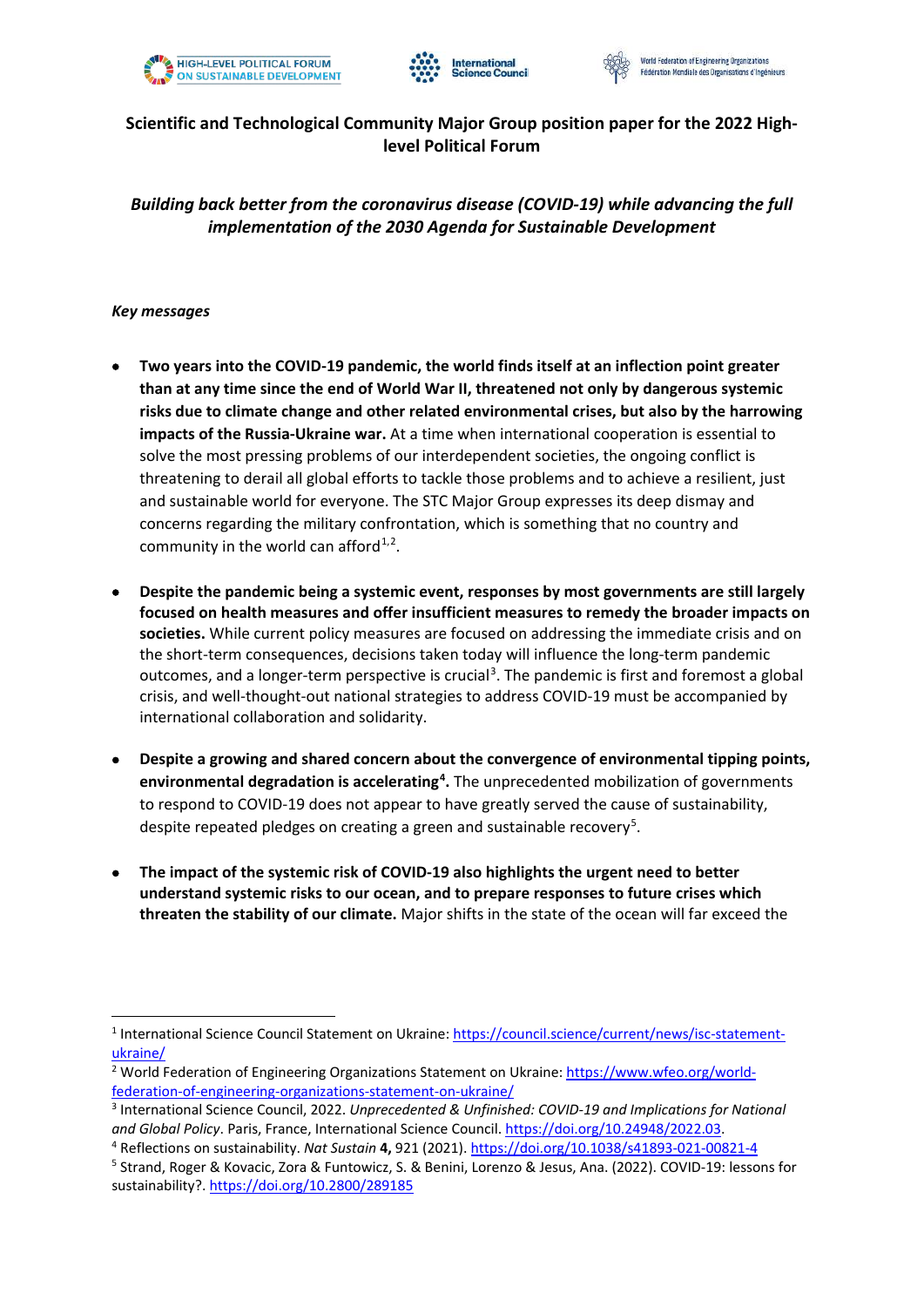**Scientific and Technological Community Major Group position paper for the 2022 High-level Political Forum**

***Building back better from the coronavirus disease (COVID-19) while advancing the full implementation of the 2030 Agenda for Sustainable Development***

*Key messages*

- **Two years into the COVID-19 pandemic, the world finds itself at an inflection point greater than at any time since the end of World War II, threatened not only by dangerous systemic risks due to climate change and other related environmental crises, but also by the harrowing impacts of the Russia-Ukraine war.** At a time when international cooperation is essential to solve the most pressing problems of our interdependent societies, the ongoing conflict is threatening to derail all global efforts to tackle those problems and to achieve a resilient, just and sustainable world for everyone. The STC Major Group expresses its deep dismay and concerns regarding the military confrontation, which is something that no country and community in the world can afford[1,2].

- **Despite the pandemic being a systemic event, responses by most governments are still largely focused on health measures and offer insufficient measures to remedy the broader impacts on societies.** While current policy measures are focused on addressing the immediate crisis and on the short-term consequences, decisions taken today will influence the long-term pandemic outcomes, and a longer-term perspective is crucial[3]. The pandemic is first and foremost a global crisis, and well-thought-out national strategies to address COVID-19 must be accompanied by international collaboration and solidarity.

- **Despite a growing and shared concern about the convergence of environmental tipping points, environmental degradation is accelerating[4].** The unprecedented mobilization of governments to respond to COVID-19 does not appear to have greatly served the cause of sustainability, despite repeated pledges on creating a green and sustainable recovery[5].

- **The impact of the systemic risk of COVID-19 also highlights the urgent need to better understand systemic risks to our ocean, and to prepare responses to future crises which threaten the stability of our climate.** Major shifts in the state of the ocean will far exceed the

---

[1] International Science Council Statement on Ukraine: https://council.science/current/news/isc-statement-ukraine/

[2] World Federation of Engineering Organizations Statement on Ukraine: https://www.wfeo.org/world-federation-of-engineering-organizations-statement-on-ukraine/

[3] International Science Council, 2022. *Unprecedented & Unfinished: COVID-19 and Implications for National and Global Policy*. Paris, France, International Science Council. https://doi.org/10.24948/2022.03.

[4] Reflections on sustainability. *Nat Sustain* **4,** 921 (2021). https://doi.org/10.1038/s41893-021-00821-4

[5] Strand, Roger & Kovacic, Zora & Funtowicz, S. & Benini, Lorenzo & Jesus, Ana. (2022). COVID-19: lessons for sustainability?. https://doi.org/10.2800/289185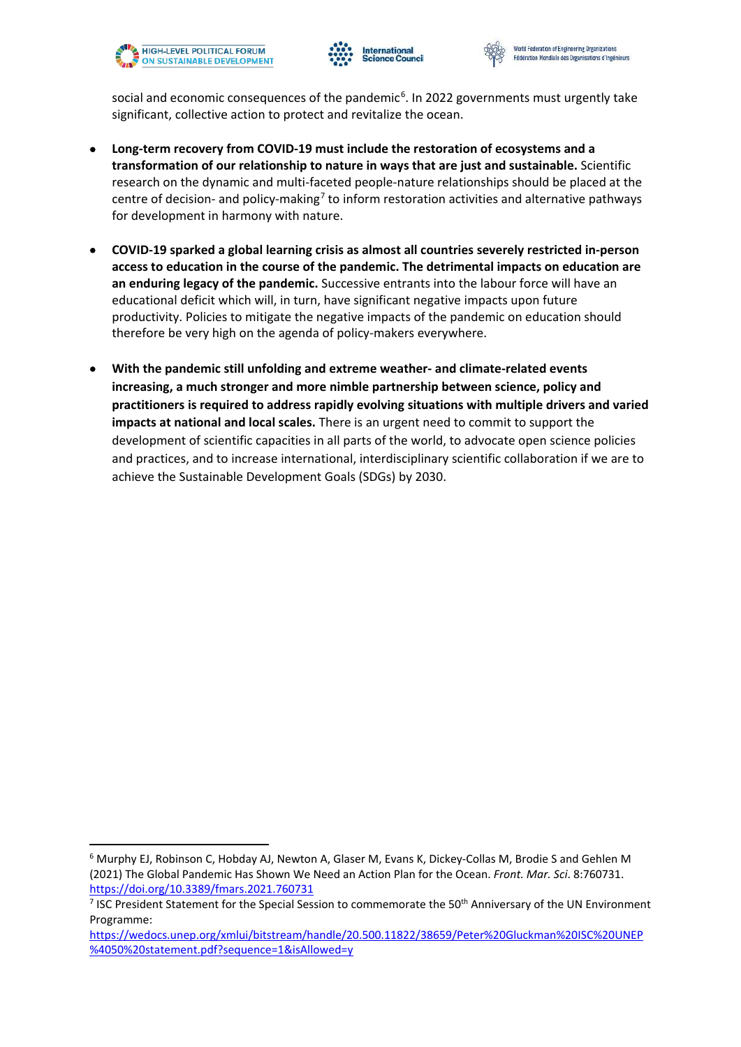social and economic consequences of the pandemic[6]. In 2022 governments must urgently take significant, collective action to protect and revitalize the ocean.

- **Long-term recovery from COVID-19 must include the restoration of ecosystems and a transformation of our relationship to nature in ways that are just and sustainable.** Scientific research on the dynamic and multi-faceted people-nature relationships should be placed at the centre of decision- and policy-making[7] to inform restoration activities and alternative pathways for development in harmony with nature.

- **COVID-19 sparked a global learning crisis as almost all countries severely restricted in-person access to education in the course of the pandemic. The detrimental impacts on education are an enduring legacy of the pandemic.** Successive entrants into the labour force will have an educational deficit which will, in turn, have significant negative impacts upon future productivity. Policies to mitigate the negative impacts of the pandemic on education should therefore be very high on the agenda of policy-makers everywhere.

- **With the pandemic still unfolding and extreme weather- and climate-related events increasing, a much stronger and more nimble partnership between science, policy and practitioners is required to address rapidly evolving situations with multiple drivers and varied impacts at national and local scales.** There is an urgent need to commit to support the development of scientific capacities in all parts of the world, to advocate open science policies and practices, and to increase international, interdisciplinary scientific collaboration if we are to achieve the Sustainable Development Goals (SDGs) by 2030.

---

[6] Murphy EJ, Robinson C, Hobday AJ, Newton A, Glaser M, Evans K, Dickey-Collas M, Brodie S and Gehlen M (2021) The Global Pandemic Has Shown We Need an Action Plan for the Ocean. *Front. Mar. Sci*. 8:760731. https://doi.org/10.3389/fmars.2021.760731

[7] ISC President Statement for the Special Session to commemorate the 50th Anniversary of the UN Environment Programme: https://wedocs.unep.org/xmlui/bitstream/handle/20.500.11822/38659/Peter%20Gluckman%20ISC%20UNEP%4050%20statement.pdf?sequence=1&isAllowed=y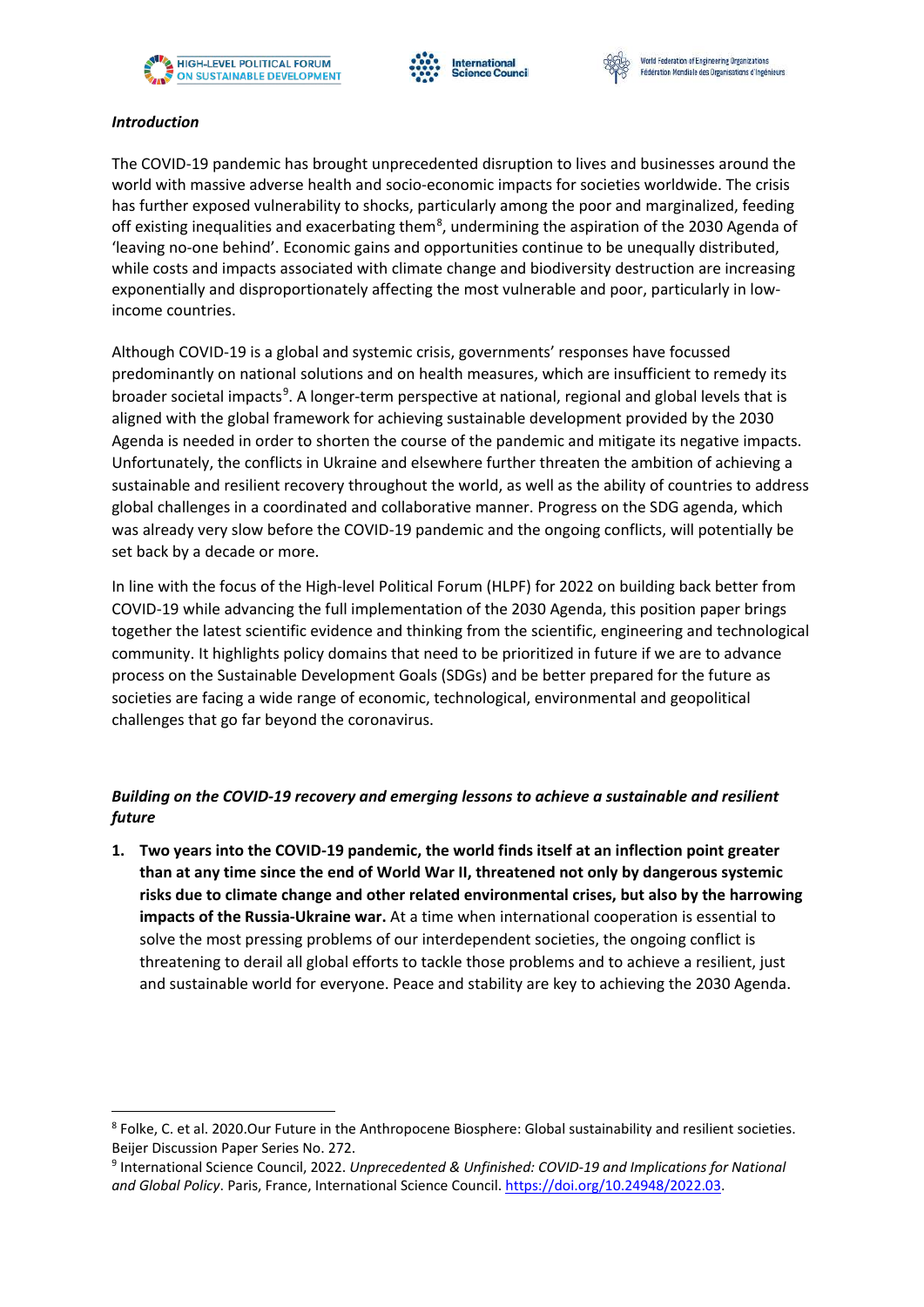***Introduction***

The COVID-19 pandemic has brought unprecedented disruption to lives and businesses around the world with massive adverse health and socio-economic impacts for societies worldwide. The crisis has further exposed vulnerability to shocks, particularly among the poor and marginalized, feeding off existing inequalities and exacerbating them[8], undermining the aspiration of the 2030 Agenda of 'leaving no-one behind'. Economic gains and opportunities continue to be unequally distributed, while costs and impacts associated with climate change and biodiversity destruction are increasing exponentially and disproportionately affecting the most vulnerable and poor, particularly in low-income countries.

Although COVID-19 is a global and systemic crisis, governments' responses have focussed predominantly on national solutions and on health measures, which are insufficient to remedy its broader societal impacts[9]. A longer-term perspective at national, regional and global levels that is aligned with the global framework for achieving sustainable development provided by the 2030 Agenda is needed in order to shorten the course of the pandemic and mitigate its negative impacts. Unfortunately, the conflicts in Ukraine and elsewhere further threaten the ambition of achieving a sustainable and resilient recovery throughout the world, as well as the ability of countries to address global challenges in a coordinated and collaborative manner. Progress on the SDG agenda, which was already very slow before the COVID-19 pandemic and the ongoing conflicts, will potentially be set back by a decade or more.

In line with the focus of the High-level Political Forum (HLPF) for 2022 on building back better from COVID-19 while advancing the full implementation of the 2030 Agenda, this position paper brings together the latest scientific evidence and thinking from the scientific, engineering and technological community. It highlights policy domains that need to be prioritized in future if we are to advance process on the Sustainable Development Goals (SDGs) and be better prepared for the future as societies are facing a wide range of economic, technological, environmental and geopolitical challenges that go far beyond the coronavirus.

***Building on the COVID-19 recovery and emerging lessons to achieve a sustainable and resilient future***

1. **Two years into the COVID-19 pandemic, the world finds itself at an inflection point greater than at any time since the end of World War II, threatened not only by dangerous systemic risks due to climate change and other related environmental crises, but also by the harrowing impacts of the Russia-Ukraine war.** At a time when international cooperation is essential to solve the most pressing problems of our interdependent societies, the ongoing conflict is threatening to derail all global efforts to tackle those problems and to achieve a resilient, just and sustainable world for everyone. Peace and stability are key to achieving the 2030 Agenda.

---

[8] Folke, C. et al. 2020.Our Future in the Anthropocene Biosphere: Global sustainability and resilient societies. Beijer Discussion Paper Series No. 272.

[9] International Science Council, 2022. *Unprecedented & Unfinished: COVID-19 and Implications for National and Global Policy*. Paris, France, International Science Council. https://doi.org/10.24948/2022.03.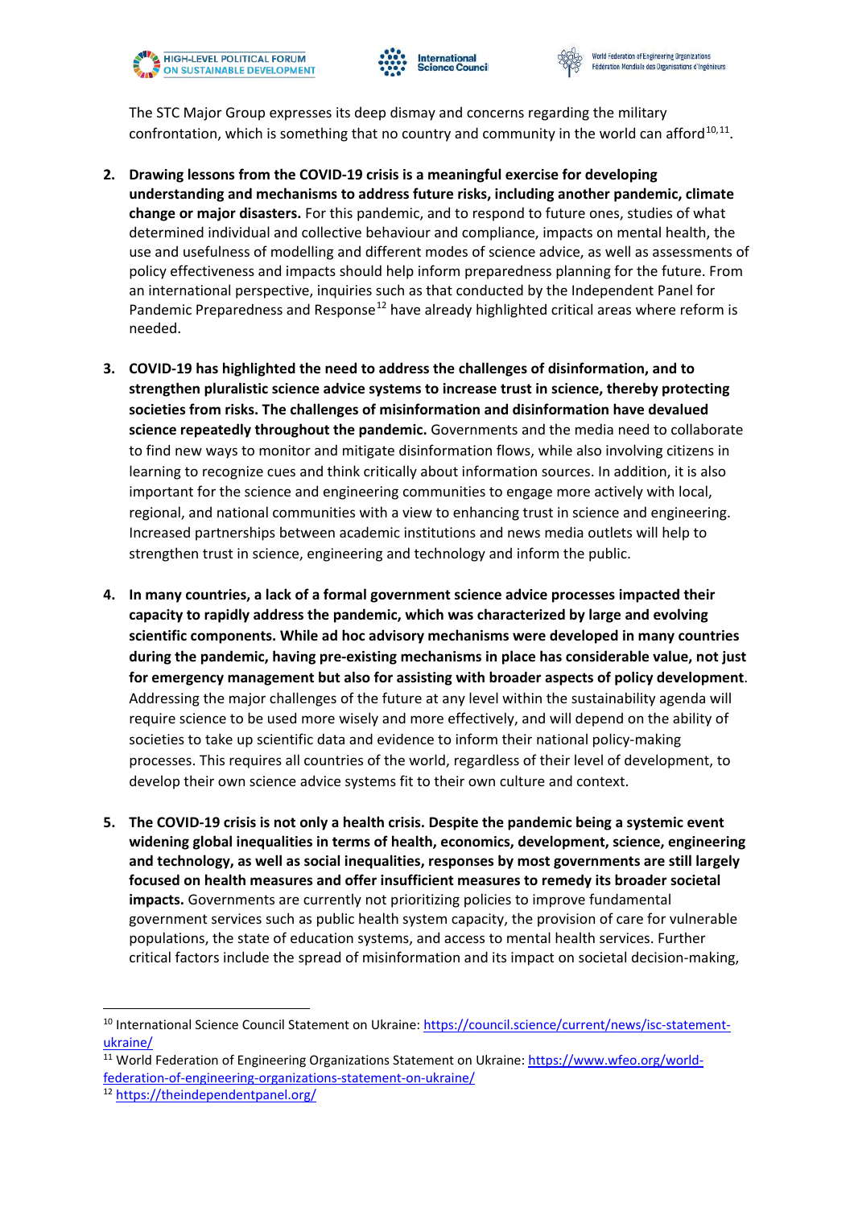The STC Major Group expresses its deep dismay and concerns regarding the military confrontation, which is something that no country and community in the world can afford[10,11].

2. **Drawing lessons from the COVID-19 crisis is a meaningful exercise for developing understanding and mechanisms to address future risks, including another pandemic, climate change or major disasters.** For this pandemic, and to respond to future ones, studies of what determined individual and collective behaviour and compliance, impacts on mental health, the use and usefulness of modelling and different modes of science advice, as well as assessments of policy effectiveness and impacts should help inform preparedness planning for the future. From an international perspective, inquiries such as that conducted by the Independent Panel for Pandemic Preparedness and Response[12] have already highlighted critical areas where reform is needed.

3. **COVID-19 has highlighted the need to address the challenges of disinformation, and to strengthen pluralistic science advice systems to increase trust in science, thereby protecting societies from risks. The challenges of misinformation and disinformation have devalued science repeatedly throughout the pandemic.** Governments and the media need to collaborate to find new ways to monitor and mitigate disinformation flows, while also involving citizens in learning to recognize cues and think critically about information sources. In addition, it is also important for the science and engineering communities to engage more actively with local, regional, and national communities with a view to enhancing trust in science and engineering. Increased partnerships between academic institutions and news media outlets will help to strengthen trust in science, engineering and technology and inform the public.

4. **In many countries, a lack of a formal government science advice processes impacted their capacity to rapidly address the pandemic, which was characterized by large and evolving scientific components. While ad hoc advisory mechanisms were developed in many countries during the pandemic, having pre-existing mechanisms in place has considerable value, not just for emergency management but also for assisting with broader aspects of policy development**. Addressing the major challenges of the future at any level within the sustainability agenda will require science to be used more wisely and more effectively, and will depend on the ability of societies to take up scientific data and evidence to inform their national policy-making processes. This requires all countries of the world, regardless of their level of development, to develop their own science advice systems fit to their own culture and context.

5. **The COVID-19 crisis is not only a health crisis. Despite the pandemic being a systemic event widening global inequalities in terms of health, economics, development, science, engineering and technology, as well as social inequalities, responses by most governments are still largely focused on health measures and offer insufficient measures to remedy its broader societal impacts.** Governments are currently not prioritizing policies to improve fundamental government services such as public health system capacity, the provision of care for vulnerable populations, the state of education systems, and access to mental health services. Further critical factors include the spread of misinformation and its impact on societal decision-making,

---

[10] International Science Council Statement on Ukraine: https://council.science/current/news/isc-statement-ukraine/

[11] World Federation of Engineering Organizations Statement on Ukraine: https://www.wfeo.org/world-federation-of-engineering-organizations-statement-on-ukraine/

[12] https://theindependentpanel.org/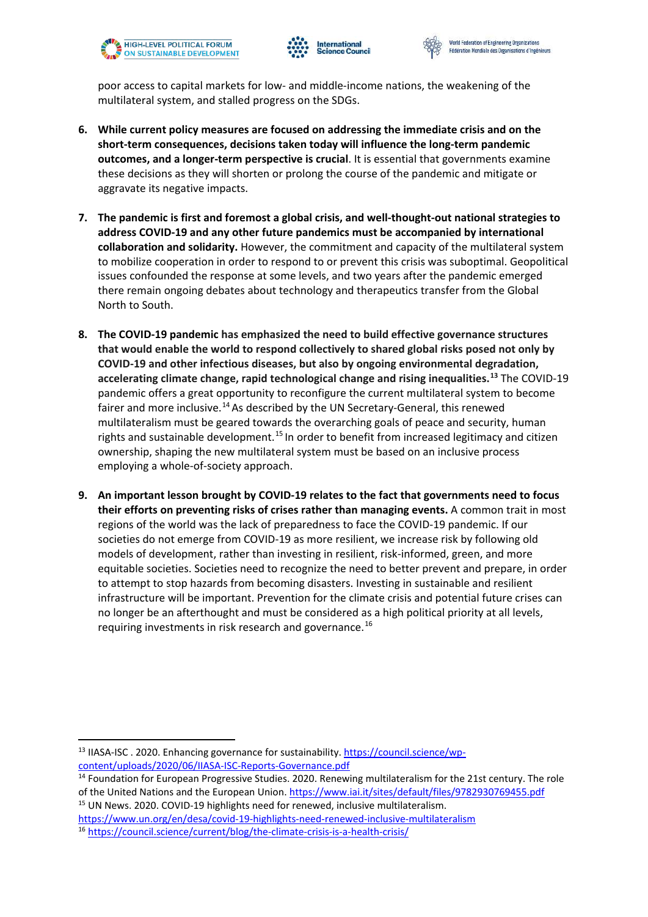poor access to capital markets for low- and middle-income nations, the weakening of the multilateral system, and stalled progress on the SDGs.

6. **While current policy measures are focused on addressing the immediate crisis and on the short-term consequences, decisions taken today will influence the long-term pandemic outcomes, and a longer-term perspective is crucial**. It is essential that governments examine these decisions as they will shorten or prolong the course of the pandemic and mitigate or aggravate its negative impacts.

7. **The pandemic is first and foremost a global crisis, and well-thought-out national strategies to address COVID-19 and any other future pandemics must be accompanied by international collaboration and solidarity.** However, the commitment and capacity of the multilateral system to mobilize cooperation in order to respond to or prevent this crisis was suboptimal. Geopolitical issues confounded the response at some levels, and two years after the pandemic emerged there remain ongoing debates about technology and therapeutics transfer from the Global North to South.

8. **The COVID-19 pandemic has emphasized the need to build effective governance structures that would enable the world to respond collectively to shared global risks posed not only by COVID-19 and other infectious diseases, but also by ongoing environmental degradation, accelerating climate change, rapid technological change and rising inequalities.**[13] The COVID-19 pandemic offers a great opportunity to reconfigure the current multilateral system to become fairer and more inclusive.[14] As described by the UN Secretary-General, this renewed multilateralism must be geared towards the overarching goals of peace and security, human rights and sustainable development.[15] In order to benefit from increased legitimacy and citizen ownership, shaping the new multilateral system must be based on an inclusive process employing a whole-of-society approach.

9. **An important lesson brought by COVID-19 relates to the fact that governments need to focus their efforts on preventing risks of crises rather than managing events.** A common trait in most regions of the world was the lack of preparedness to face the COVID-19 pandemic. If our societies do not emerge from COVID-19 as more resilient, we increase risk by following old models of development, rather than investing in resilient, risk-informed, green, and more equitable societies. Societies need to recognize the need to better prevent and prepare, in order to attempt to stop hazards from becoming disasters. Investing in sustainable and resilient infrastructure will be important. Prevention for the climate crisis and potential future crises can no longer be an afterthought and must be considered as a high political priority at all levels, requiring investments in risk research and governance.[16]

---

[13] IIASA-ISC . 2020. Enhancing governance for sustainability. https://council.science/wp-content/uploads/2020/06/IIASA-ISC-Reports-Governance.pdf

[14] Foundation for European Progressive Studies. 2020. Renewing multilateralism for the 21st century. The role of the United Nations and the European Union. https://www.iai.it/sites/default/files/9782930769455.pdf

[15] UN News. 2020. COVID-19 highlights need for renewed, inclusive multilateralism. https://www.un.org/en/desa/covid-19-highlights-need-renewed-inclusive-multilateralism

[16] https://council.science/current/blog/the-climate-crisis-is-a-health-crisis/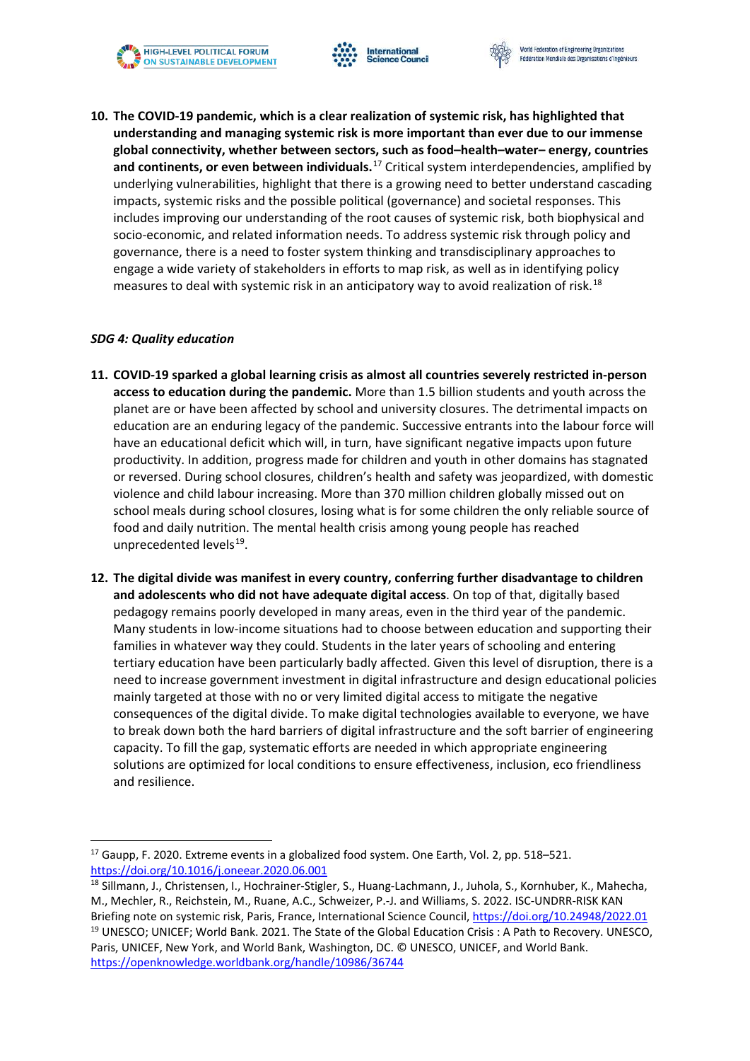10. **The COVID-19 pandemic, which is a clear realization of systemic risk, has highlighted that understanding and managing systemic risk is more important than ever due to our immense global connectivity, whether between sectors, such as food–health–water– energy, countries and continents, or even between individuals.**[17] Critical system interdependencies, amplified by underlying vulnerabilities, highlight that there is a growing need to better understand cascading impacts, systemic risks and the possible political (governance) and societal responses. This includes improving our understanding of the root causes of systemic risk, both biophysical and socio-economic, and related information needs. To address systemic risk through policy and governance, there is a need to foster system thinking and transdisciplinary approaches to engage a wide variety of stakeholders in efforts to map risk, as well as in identifying policy measures to deal with systemic risk in an anticipatory way to avoid realization of risk.[18]

*SDG 4: Quality education*

11. **COVID-19 sparked a global learning crisis as almost all countries severely restricted in-person access to education during the pandemic.** More than 1.5 billion students and youth across the planet are or have been affected by school and university closures. The detrimental impacts on education are an enduring legacy of the pandemic. Successive entrants into the labour force will have an educational deficit which will, in turn, have significant negative impacts upon future productivity. In addition, progress made for children and youth in other domains has stagnated or reversed. During school closures, children's health and safety was jeopardized, with domestic violence and child labour increasing. More than 370 million children globally missed out on school meals during school closures, losing what is for some children the only reliable source of food and daily nutrition. The mental health crisis among young people has reached unprecedented levels[19].

12. **The digital divide was manifest in every country, conferring further disadvantage to children and adolescents who did not have adequate digital access**. On top of that, digitally based pedagogy remains poorly developed in many areas, even in the third year of the pandemic. Many students in low-income situations had to choose between education and supporting their families in whatever way they could. Students in the later years of schooling and entering tertiary education have been particularly badly affected. Given this level of disruption, there is a need to increase government investment in digital infrastructure and design educational policies mainly targeted at those with no or very limited digital access to mitigate the negative consequences of the digital divide. To make digital technologies available to everyone, we have to break down both the hard barriers of digital infrastructure and the soft barrier of engineering capacity. To fill the gap, systematic efforts are needed in which appropriate engineering solutions are optimized for local conditions to ensure effectiveness, inclusion, eco friendliness and resilience.

---

[17] Gaupp, F. 2020. Extreme events in a globalized food system. One Earth, Vol. 2, pp. 518–521. https://doi.org/10.1016/j.oneear.2020.06.001

[18] Sillmann, J., Christensen, I., Hochrainer-Stigler, S., Huang-Lachmann, J., Juhola, S., Kornhuber, K., Mahecha, M., Mechler, R., Reichstein, M., Ruane, A.C., Schweizer, P.-J. and Williams, S. 2022. ISC-UNDRR-RISK KAN Briefing note on systemic risk, Paris, France, International Science Council, https://doi.org/10.24948/2022.01

[19] UNESCO; UNICEF; World Bank. 2021. The State of the Global Education Crisis : A Path to Recovery. UNESCO, Paris, UNICEF, New York, and World Bank, Washington, DC. © UNESCO, UNICEF, and World Bank. https://openknowledge.worldbank.org/handle/10986/36744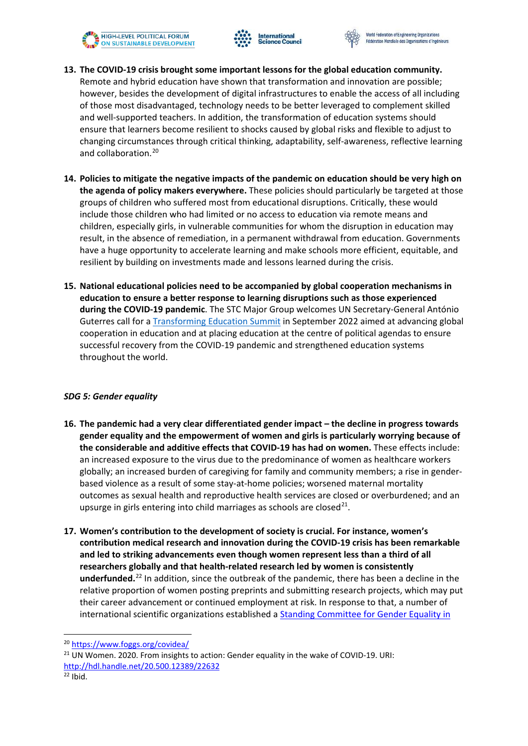13. **The COVID-19 crisis brought some important lessons for the global education community.** Remote and hybrid education have shown that transformation and innovation are possible; however, besides the development of digital infrastructures to enable the access of all including of those most disadvantaged, technology needs to be better leveraged to complement skilled and well-supported teachers. In addition, the transformation of education systems should ensure that learners become resilient to shocks caused by global risks and flexible to adjust to changing circumstances through critical thinking, adaptability, self-awareness, reflective learning and collaboration.[20]

14. **Policies to mitigate the negative impacts of the pandemic on education should be very high on the agenda of policy makers everywhere.** These policies should particularly be targeted at those groups of children who suffered most from educational disruptions. Critically, these would include those children who had limited or no access to education via remote means and children, especially girls, in vulnerable communities for whom the disruption in education may result, in the absence of remediation, in a permanent withdrawal from education. Governments have a huge opportunity to accelerate learning and make schools more efficient, equitable, and resilient by building on investments made and lessons learned during the crisis.

15. **National educational policies need to be accompanied by global cooperation mechanisms in education to ensure a better response to learning disruptions such as those experienced during the COVID-19 pandemic**. The STC Major Group welcomes UN Secretary-General António Guterres call for a Transforming Education Summit in September 2022 aimed at advancing global cooperation in education and at placing education at the centre of political agendas to ensure successful recovery from the COVID-19 pandemic and strengthened education systems throughout the world.

*SDG 5: Gender equality*

16. **The pandemic had a very clear differentiated gender impact – the decline in progress towards gender equality and the empowerment of women and girls is particularly worrying because of the considerable and additive effects that COVID-19 has had on women.** These effects include: an increased exposure to the virus due to the predominance of women as healthcare workers globally; an increased burden of caregiving for family and community members; a rise in gender-based violence as a result of some stay-at-home policies; worsened maternal mortality outcomes as sexual health and reproductive health services are closed or overburdened; and an upsurge in girls entering into child marriages as schools are closed[21].

17. **Women's contribution to the development of society is crucial. For instance, women's contribution medical research and innovation during the COVID-19 crisis has been remarkable and led to striking advancements even though women represent less than a third of all researchers globally and that health-related research led by women is consistently underfunded.**[22] In addition, since the outbreak of the pandemic, there has been a decline in the relative proportion of women posting preprints and submitting research projects, which may put their career advancement or continued employment at risk. In response to that, a number of international scientific organizations established a Standing Committee for Gender Equality in

---

[20] https://www.foggs.org/covidea/

[21] UN Women. 2020. From insights to action: Gender equality in the wake of COVID-19. URI: http://hdl.handle.net/20.500.12389/22632

[22] Ibid.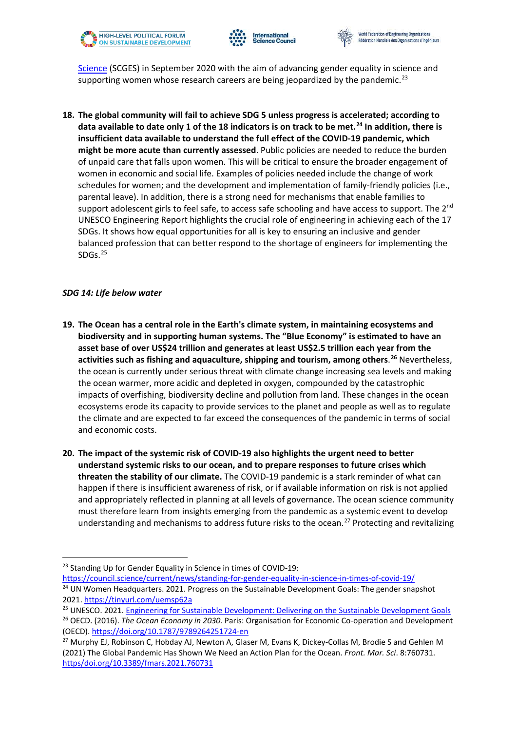[Science](https://council.science/current/news/standing-for-gender-equality-in-science-in-times-of-covid-19/) (SCGES) in September 2020 with the aim of advancing gender equality in science and supporting women whose research careers are being jeopardized by the pandemic.[23]

18. **The global community will fail to achieve SDG 5 unless progress is accelerated; according to data available to date only 1 of the 18 indicators is on track to be met.[24] In addition, there is insufficient data available to understand the full effect of the COVID-19 pandemic, which might be more acute than currently assessed**. Public policies are needed to reduce the burden of unpaid care that falls upon women. This will be critical to ensure the broader engagement of women in economic and social life. Examples of policies needed include the change of work schedules for women; and the development and implementation of family-friendly policies (i.e., parental leave). In addition, there is a strong need for mechanisms that enable families to support adolescent girls to feel safe, to access safe schooling and have access to support. The 2nd UNESCO Engineering Report highlights the crucial role of engineering in achieving each of the 17 SDGs. It shows how equal opportunities for all is key to ensuring an inclusive and gender balanced profession that can better respond to the shortage of engineers for implementing the SDGs.[25]

***SDG 14: Life below water***

19. **The Ocean has a central role in the Earth's climate system, in maintaining ecosystems and biodiversity and in supporting human systems. The "Blue Economy" is estimated to have an asset base of over US$24 trillion and generates at least US$2.5 trillion each year from the activities such as fishing and aquaculture, shipping and tourism, among others.[26]** Nevertheless, the ocean is currently under serious threat with climate change increasing sea levels and making the ocean warmer, more acidic and depleted in oxygen, compounded by the catastrophic impacts of overfishing, biodiversity decline and pollution from land. These changes in the ocean ecosystems erode its capacity to provide services to the planet and people as well as to regulate the climate and are expected to far exceed the consequences of the pandemic in terms of social and economic costs.

20. **The impact of the systemic risk of COVID-19 also highlights the urgent need to better understand systemic risks to our ocean, and to prepare responses to future crises which threaten the stability of our climate.** The COVID-19 pandemic is a stark reminder of what can happen if there is insufficient awareness of risk, or if available information on risk is not applied and appropriately reflected in planning at all levels of governance. The ocean science community must therefore learn from insights emerging from the pandemic as a systemic event to develop understanding and mechanisms to address future risks to the ocean.[27] Protecting and revitalizing

---

[23] Standing Up for Gender Equality in Science in times of COVID-19: https://council.science/current/news/standing-for-gender-equality-in-science-in-times-of-covid-19/

[24] UN Women Headquarters. 2021. Progress on the Sustainable Development Goals: The gender snapshot 2021. https://tinyurl.com/uemsp62a

[25] UNESCO. 2021. [Engineering for Sustainable Development: Delivering on the Sustainable Development Goals](#)

[26] OECD. (2016). *The Ocean Economy in 2030.* Paris: Organisation for Economic Co-operation and Development (OECD). https://doi.org/10.1787/9789264251724-en

[27] Murphy EJ, Robinson C, Hobday AJ, Newton A, Glaser M, Evans K, Dickey-Collas M, Brodie S and Gehlen M (2021) The Global Pandemic Has Shown We Need an Action Plan for the Ocean. *Front. Mar. Sci*. 8:760731. https/doi.org/10.3389/fmars.2021.760731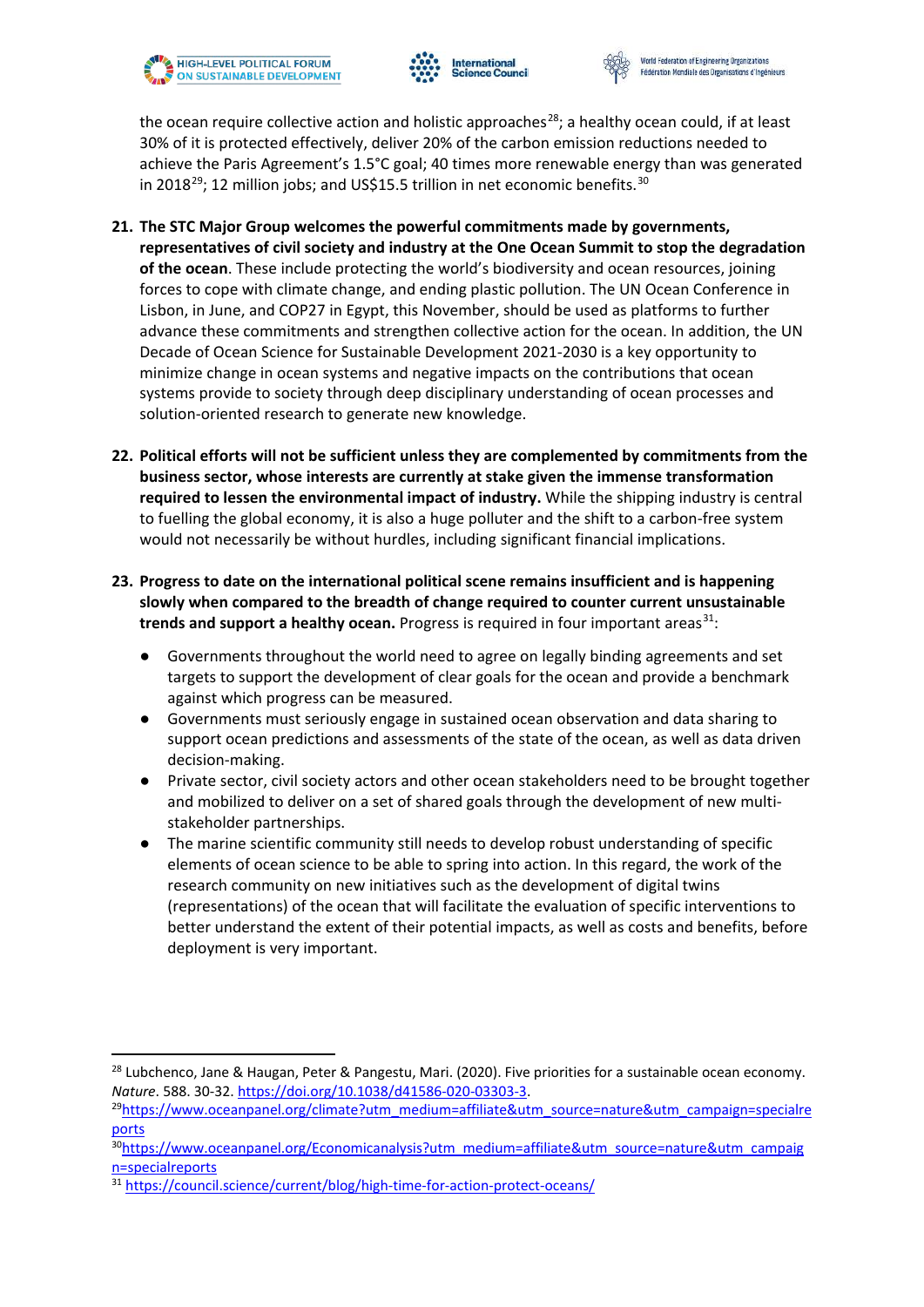the ocean require collective action and holistic approaches[28]; a healthy ocean could, if at least 30% of it is protected effectively, deliver 20% of the carbon emission reductions needed to achieve the Paris Agreement's 1.5°C goal; 40 times more renewable energy than was generated in 2018[29]; 12 million jobs; and US$15.5 trillion in net economic benefits.[30]

21. **The STC Major Group welcomes the powerful commitments made by governments, representatives of civil society and industry at the One Ocean Summit to stop the degradation of the ocean**. These include protecting the world's biodiversity and ocean resources, joining forces to cope with climate change, and ending plastic pollution. The UN Ocean Conference in Lisbon, in June, and COP27 in Egypt, this November, should be used as platforms to further advance these commitments and strengthen collective action for the ocean. In addition, the UN Decade of Ocean Science for Sustainable Development 2021-2030 is a key opportunity to minimize change in ocean systems and negative impacts on the contributions that ocean systems provide to society through deep disciplinary understanding of ocean processes and solution-oriented research to generate new knowledge.

22. **Political efforts will not be sufficient unless they are complemented by commitments from the business sector, whose interests are currently at stake given the immense transformation required to lessen the environmental impact of industry.** While the shipping industry is central to fuelling the global economy, it is also a huge polluter and the shift to a carbon-free system would not necessarily be without hurdles, including significant financial implications.

23. **Progress to date on the international political scene remains insufficient and is happening slowly when compared to the breadth of change required to counter current unsustainable trends and support a healthy ocean.** Progress is required in four important areas[31]:

    - Governments throughout the world need to agree on legally binding agreements and set targets to support the development of clear goals for the ocean and provide a benchmark against which progress can be measured.
    - Governments must seriously engage in sustained ocean observation and data sharing to support ocean predictions and assessments of the state of the ocean, as well as data driven decision-making.
    - Private sector, civil society actors and other ocean stakeholders need to be brought together and mobilized to deliver on a set of shared goals through the development of new multi-stakeholder partnerships.
    - The marine scientific community still needs to develop robust understanding of specific elements of ocean science to be able to spring into action. In this regard, the work of the research community on new initiatives such as the development of digital twins (representations) of the ocean that will facilitate the evaluation of specific interventions to better understand the extent of their potential impacts, as well as costs and benefits, before deployment is very important.

---

[28] Lubchenco, Jane & Haugan, Peter & Pangestu, Mari. (2020). Five priorities for a sustainable ocean economy. *Nature*. 588. 30-32. https://doi.org/10.1038/d41586-020-03303-3.

[29] https://www.oceanpanel.org/climate?utm_medium=affiliate&utm_source=nature&utm_campaign=specialreports

[30] https://www.oceanpanel.org/Economicanalysis?utm_medium=affiliate&utm_source=nature&utm_campaign=specialreports

[31] https://council.science/current/blog/high-time-for-action-protect-oceans/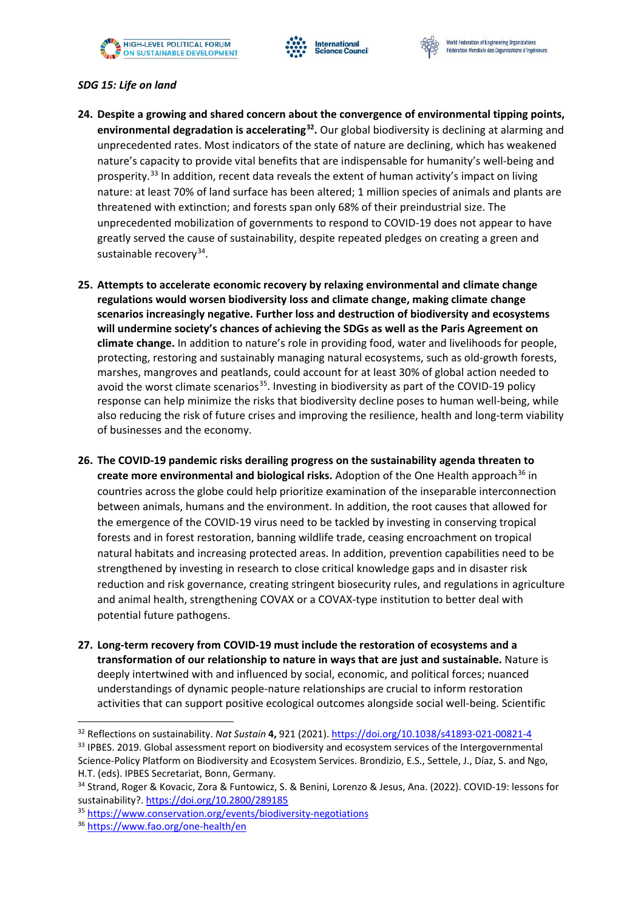*SDG 15: Life on land*

24. **Despite a growing and shared concern about the convergence of environmental tipping points, environmental degradation is accelerating[32].** Our global biodiversity is declining at alarming and unprecedented rates. Most indicators of the state of nature are declining, which has weakened nature's capacity to provide vital benefits that are indispensable for humanity's well-being and prosperity.[33] In addition, recent data reveals the extent of human activity's impact on living nature: at least 70% of land surface has been altered; 1 million species of animals and plants are threatened with extinction; and forests span only 68% of their preindustrial size. The unprecedented mobilization of governments to respond to COVID-19 does not appear to have greatly served the cause of sustainability, despite repeated pledges on creating a green and sustainable recovery[34].

25. **Attempts to accelerate economic recovery by relaxing environmental and climate change regulations would worsen biodiversity loss and climate change, making climate change scenarios increasingly negative. Further loss and destruction of biodiversity and ecosystems will undermine society's chances of achieving the SDGs as well as the Paris Agreement on climate change.** In addition to nature's role in providing food, water and livelihoods for people, protecting, restoring and sustainably managing natural ecosystems, such as old-growth forests, marshes, mangroves and peatlands, could account for at least 30% of global action needed to avoid the worst climate scenarios[35]. Investing in biodiversity as part of the COVID-19 policy response can help minimize the risks that biodiversity decline poses to human well-being, while also reducing the risk of future crises and improving the resilience, health and long-term viability of businesses and the economy.

26. **The COVID-19 pandemic risks derailing progress on the sustainability agenda threaten to create more environmental and biological risks.** Adoption of the One Health approach[36] in countries across the globe could help prioritize examination of the inseparable interconnection between animals, humans and the environment. In addition, the root causes that allowed for the emergence of the COVID-19 virus need to be tackled by investing in conserving tropical forests and in forest restoration, banning wildlife trade, ceasing encroachment on tropical natural habitats and increasing protected areas. In addition, prevention capabilities need to be strengthened by investing in research to close critical knowledge gaps and in disaster risk reduction and risk governance, creating stringent biosecurity rules, and regulations in agriculture and animal health, strengthening COVAX or a COVAX-type institution to better deal with potential future pathogens.

27. **Long-term recovery from COVID-19 must include the restoration of ecosystems and a transformation of our relationship to nature in ways that are just and sustainable.** Nature is deeply intertwined with and influenced by social, economic, and political forces; nuanced understandings of dynamic people-nature relationships are crucial to inform restoration activities that can support positive ecological outcomes alongside social well-being. Scientific

---

[32] Reflections on sustainability. *Nat Sustain* **4,** 921 (2021). https://doi.org/10.1038/s41893-021-00821-4

[33] IPBES. 2019. Global assessment report on biodiversity and ecosystem services of the Intergovernmental Science-Policy Platform on Biodiversity and Ecosystem Services. Brondizio, E.S., Settele, J., Díaz, S. and Ngo, H.T. (eds). IPBES Secretariat, Bonn, Germany.

[34] Strand, Roger & Kovacic, Zora & Funtowicz, S. & Benini, Lorenzo & Jesus, Ana. (2022). COVID-19: lessons for sustainability?. https://doi.org/10.2800/289185

[35] https://www.conservation.org/events/biodiversity-negotiations

[36] https://www.fao.org/one-health/en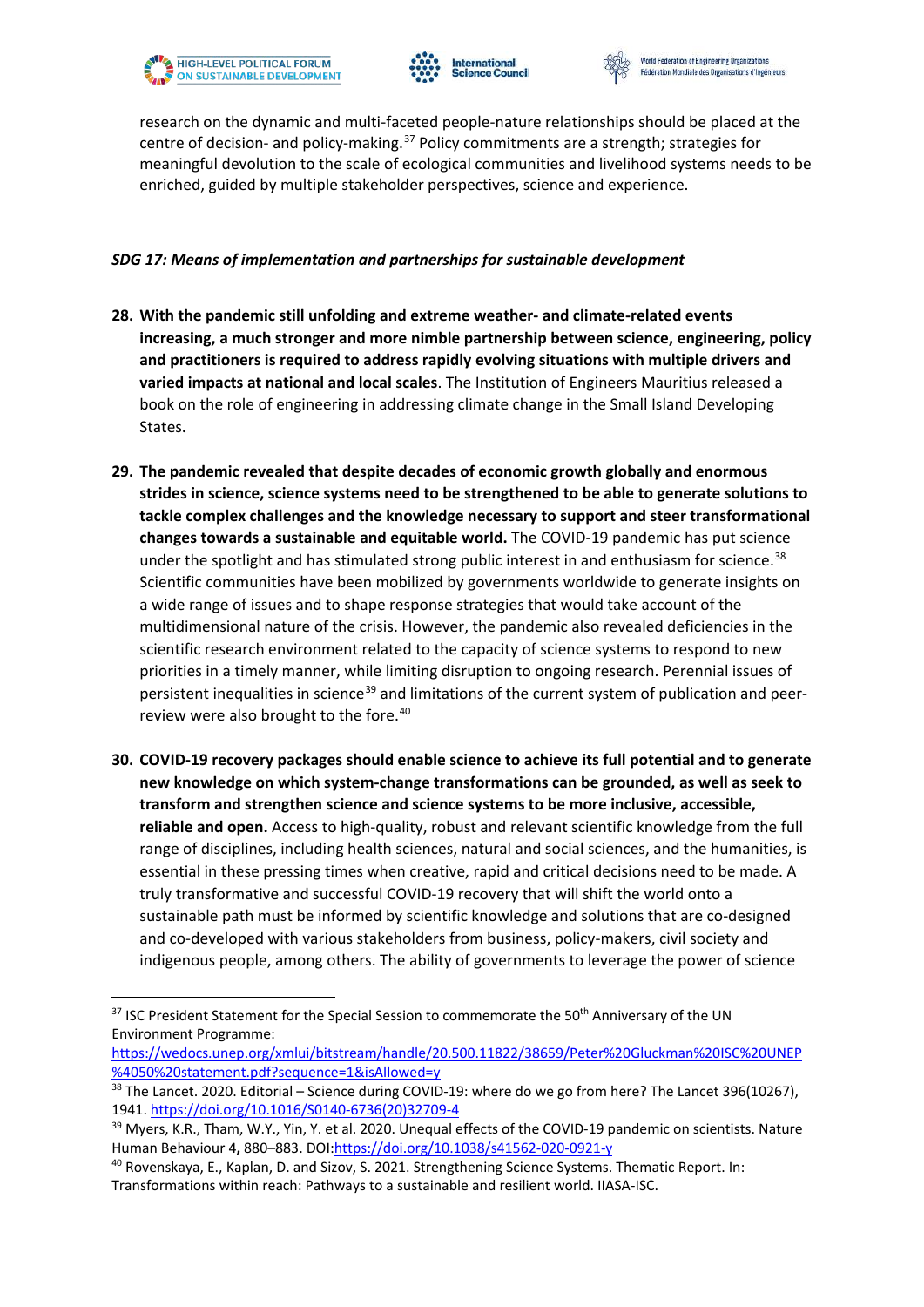research on the dynamic and multi-faceted people-nature relationships should be placed at the centre of decision- and policy-making.[37] Policy commitments are a strength; strategies for meaningful devolution to the scale of ecological communities and livelihood systems needs to be enriched, guided by multiple stakeholder perspectives, science and experience.

***SDG 17: Means of implementation and partnerships for sustainable development***

28. **With the pandemic still unfolding and extreme weather- and climate-related events increasing, a much stronger and more nimble partnership between science, engineering, policy and practitioners is required to address rapidly evolving situations with multiple drivers and varied impacts at national and local scales**. The Institution of Engineers Mauritius released a book on the role of engineering in addressing climate change in the Small Island Developing States**.**

29. **The pandemic revealed that despite decades of economic growth globally and enormous strides in science, science systems need to be strengthened to be able to generate solutions to tackle complex challenges and the knowledge necessary to support and steer transformational changes towards a sustainable and equitable world.** The COVID-19 pandemic has put science under the spotlight and has stimulated strong public interest in and enthusiasm for science.[38] Scientific communities have been mobilized by governments worldwide to generate insights on a wide range of issues and to shape response strategies that would take account of the multidimensional nature of the crisis. However, the pandemic also revealed deficiencies in the scientific research environment related to the capacity of science systems to respond to new priorities in a timely manner, while limiting disruption to ongoing research. Perennial issues of persistent inequalities in science[39] and limitations of the current system of publication and peer-review were also brought to the fore.[40]

30. **COVID-19 recovery packages should enable science to achieve its full potential and to generate new knowledge on which system-change transformations can be grounded, as well as seek to transform and strengthen science and science systems to be more inclusive, accessible, reliable and open.** Access to high-quality, robust and relevant scientific knowledge from the full range of disciplines, including health sciences, natural and social sciences, and the humanities, is essential in these pressing times when creative, rapid and critical decisions need to be made. A truly transformative and successful COVID-19 recovery that will shift the world onto a sustainable path must be informed by scientific knowledge and solutions that are co-designed and co-developed with various stakeholders from business, policy-makers, civil society and indigenous people, among others. The ability of governments to leverage the power of science

---

[37] ISC President Statement for the Special Session to commemorate the 50th Anniversary of the UN Environment Programme: https://wedocs.unep.org/xmlui/bitstream/handle/20.500.11822/38659/Peter%20Gluckman%20ISC%20UNEP%4050%20statement.pdf?sequence=1&isAllowed=y

[38] The Lancet. 2020. Editorial – Science during COVID-19: where do we go from here? The Lancet 396(10267), 1941. https://doi.org/10.1016/S0140-6736(20)32709-4

[39] Myers, K.R., Tham, W.Y., Yin, Y. et al. 2020. Unequal effects of the COVID-19 pandemic on scientists. Nature Human Behaviour 4**,** 880–883. DOI:https://doi.org/10.1038/s41562-020-0921-y

[40] Rovenskaya, E., Kaplan, D. and Sizov, S. 2021. Strengthening Science Systems. Thematic Report. In: Transformations within reach: Pathways to a sustainable and resilient world. IIASA-ISC.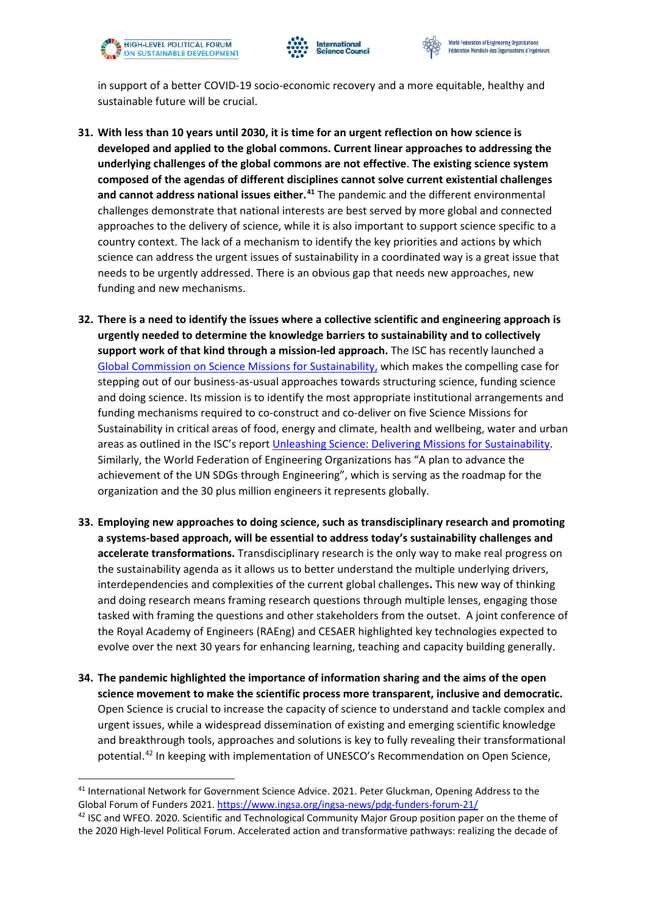in support of a better COVID-19 socio-economic recovery and a more equitable, healthy and sustainable future will be crucial.

31. **With less than 10 years until 2030, it is time for an urgent reflection on how science is developed and applied to the global commons. Current linear approaches to addressing the underlying challenges of the global commons are not effective**. **The existing science system composed of the agendas of different disciplines cannot solve current existential challenges and cannot address national issues either.**[41] The pandemic and the different environmental challenges demonstrate that national interests are best served by more global and connected approaches to the delivery of science, while it is also important to support science specific to a country context. The lack of a mechanism to identify the key priorities and actions by which science can address the urgent issues of sustainability in a coordinated way is a great issue that needs to be urgently addressed. There is an obvious gap that needs new approaches, new funding and new mechanisms.

32. **There is a need to identify the issues where a collective scientific and engineering approach is urgently needed to determine the knowledge barriers to sustainability and to collectively support work of that kind through a mission-led approach.** The ISC has recently launched a Global Commission on Science Missions for Sustainability, which makes the compelling case for stepping out of our business-as-usual approaches towards structuring science, funding science and doing science. Its mission is to identify the most appropriate institutional arrangements and funding mechanisms required to co-construct and co-deliver on five Science Missions for Sustainability in critical areas of food, energy and climate, health and wellbeing, water and urban areas as outlined in the ISC's report Unleashing Science: Delivering Missions for Sustainability. Similarly, the World Federation of Engineering Organizations has "A plan to advance the achievement of the UN SDGs through Engineering", which is serving as the roadmap for the organization and the 30 plus million engineers it represents globally.

33. **Employing new approaches to doing science, such as transdisciplinary research and promoting a systems-based approach, will be essential to address today's sustainability challenges and accelerate transformations.** Transdisciplinary research is the only way to make real progress on the sustainability agenda as it allows us to better understand the multiple underlying drivers, interdependencies and complexities of the current global challenges**.** This new way of thinking and doing research means framing research questions through multiple lenses, engaging those tasked with framing the questions and other stakeholders from the outset. A joint conference of the Royal Academy of Engineers (RAEng) and CESAER highlighted key technologies expected to evolve over the next 30 years for enhancing learning, teaching and capacity building generally.

34. **The pandemic highlighted the importance of information sharing and the aims of the open science movement to make the scientific process more transparent, inclusive and democratic.** Open Science is crucial to increase the capacity of science to understand and tackle complex and urgent issues, while a widespread dissemination of existing and emerging scientific knowledge and breakthrough tools, approaches and solutions is key to fully revealing their transformational potential.[42] In keeping with implementation of UNESCO's Recommendation on Open Science,

---

[41] International Network for Government Science Advice. 2021. Peter Gluckman, Opening Address to the Global Forum of Funders 2021. https://www.ingsa.org/ingsa-news/pdg-funders-forum-21/

[42] ISC and WFEO. 2020. Scientific and Technological Community Major Group position paper on the theme of the 2020 High-level Political Forum. Accelerated action and transformative pathways: realizing the decade of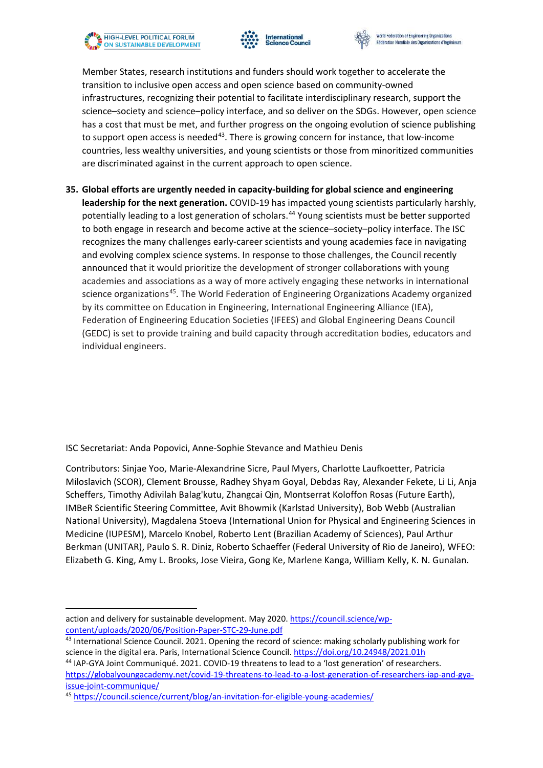Member States, research institutions and funders should work together to accelerate the transition to inclusive open access and open science based on community-owned infrastructures, recognizing their potential to facilitate interdisciplinary research, support the science–society and science–policy interface, and so deliver on the SDGs. However, open science has a cost that must be met, and further progress on the ongoing evolution of science publishing to support open access is needed[43]. There is growing concern for instance, that low-income countries, less wealthy universities, and young scientists or those from minoritized communities are discriminated against in the current approach to open science.

35. **Global efforts are urgently needed in capacity-building for global science and engineering leadership for the next generation.** COVID-19 has impacted young scientists particularly harshly, potentially leading to a lost generation of scholars.[44] Young scientists must be better supported to both engage in research and become active at the science–society–policy interface. The ISC recognizes the many challenges early-career scientists and young academies face in navigating and evolving complex science systems. In response to those challenges, the Council recently announced that it would prioritize the development of stronger collaborations with young academies and associations as a way of more actively engaging these networks in international science organizations[45]. The World Federation of Engineering Organizations Academy organized by its committee on Education in Engineering, International Engineering Alliance (IEA), Federation of Engineering Education Societies (IFEES) and Global Engineering Deans Council (GEDC) is set to provide training and build capacity through accreditation bodies, educators and individual engineers.

ISC Secretariat: Anda Popovici, Anne-Sophie Stevance and Mathieu Denis

Contributors: Sinjae Yoo, Marie-Alexandrine Sicre, Paul Myers, Charlotte Laufkoetter, Patricia Miloslavich (SCOR), Clement Brousse, Radhey Shyam Goyal, Debdas Ray, Alexander Fekete, Li Li, Anja Scheffers, Timothy Adivilah Balag'kutu, Zhangcai Qin, Montserrat Koloffon Rosas (Future Earth), IMBeR Scientific Steering Committee, Avit Bhowmik (Karlstad University), Bob Webb (Australian National University), Magdalena Stoeva (International Union for Physical and Engineering Sciences in Medicine (IUPESM), Marcelo Knobel, Roberto Lent (Brazilian Academy of Sciences), Paul Arthur Berkman (UNITAR), Paulo S. R. Diniz, Roberto Schaeffer (Federal University of Rio de Janeiro), WFEO: Elizabeth G. King, Amy L. Brooks, Jose Vieira, Gong Ke, Marlene Kanga, William Kelly, K. N. Gunalan.

---

action and delivery for sustainable development. May 2020. https://council.science/wp-content/uploads/2020/06/Position-Paper-STC-29-June.pdf

[43] International Science Council. 2021. Opening the record of science: making scholarly publishing work for science in the digital era. Paris, International Science Council. https://doi.org/10.24948/2021.01h

[44] IAP-GYA Joint Communiqué. 2021. COVID-19 threatens to lead to a 'lost generation' of researchers. https://globalyoungacademy.net/covid-19-threatens-to-lead-to-a-lost-generation-of-researchers-iap-and-gya-issue-joint-communique/

[45] https://council.science/current/blog/an-invitation-for-eligible-young-academies/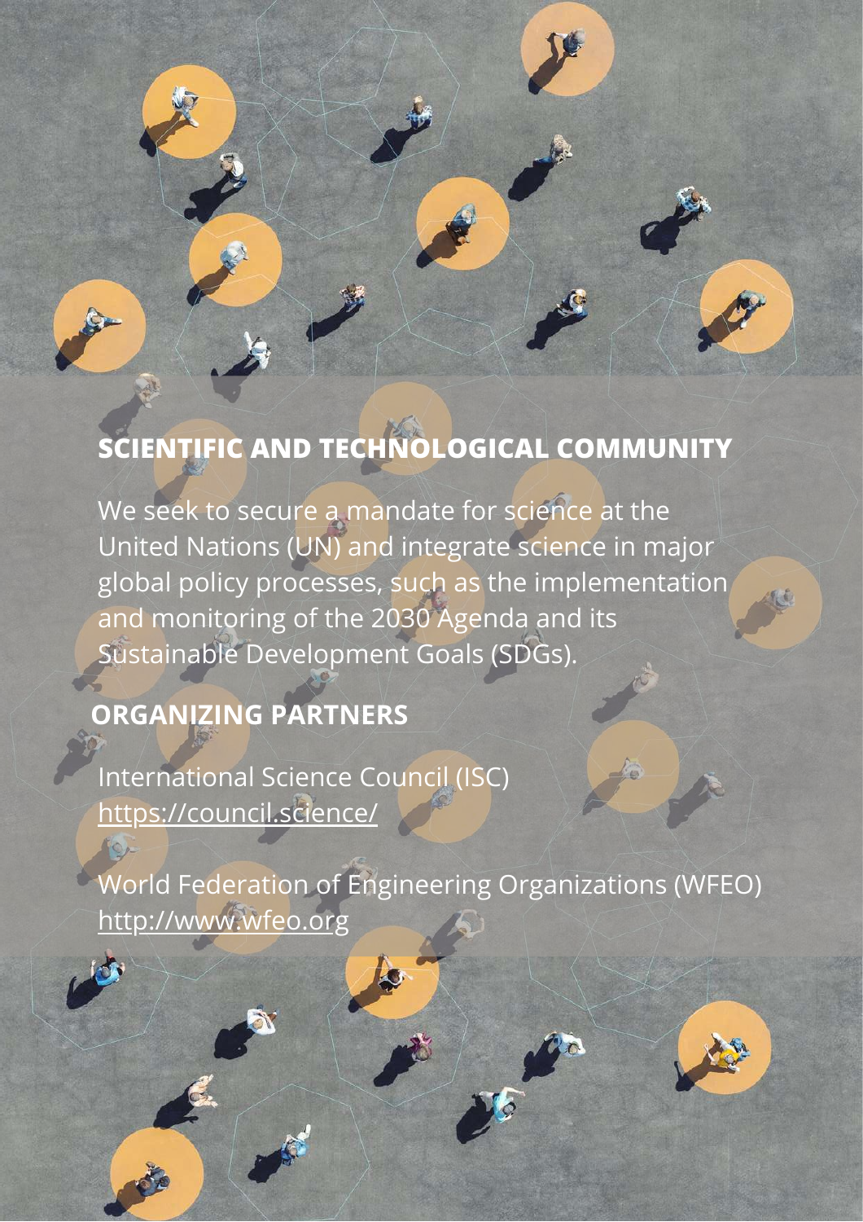## SCIENTIFIC AND TECHNOLOGICAL COMMUNITY

We seek to secure a mandate for science at the United Nations (UN) and integrate science in major global policy processes, such as the implementation and monitoring of the 2030 Agenda and its Sustainable Development Goals (SDGs).

## ORGANIZING PARTNERS

International Science Council (ISC)
https://council.science/

World Federation of Engineering Organizations (WFEO)
http://www.wfeo.org